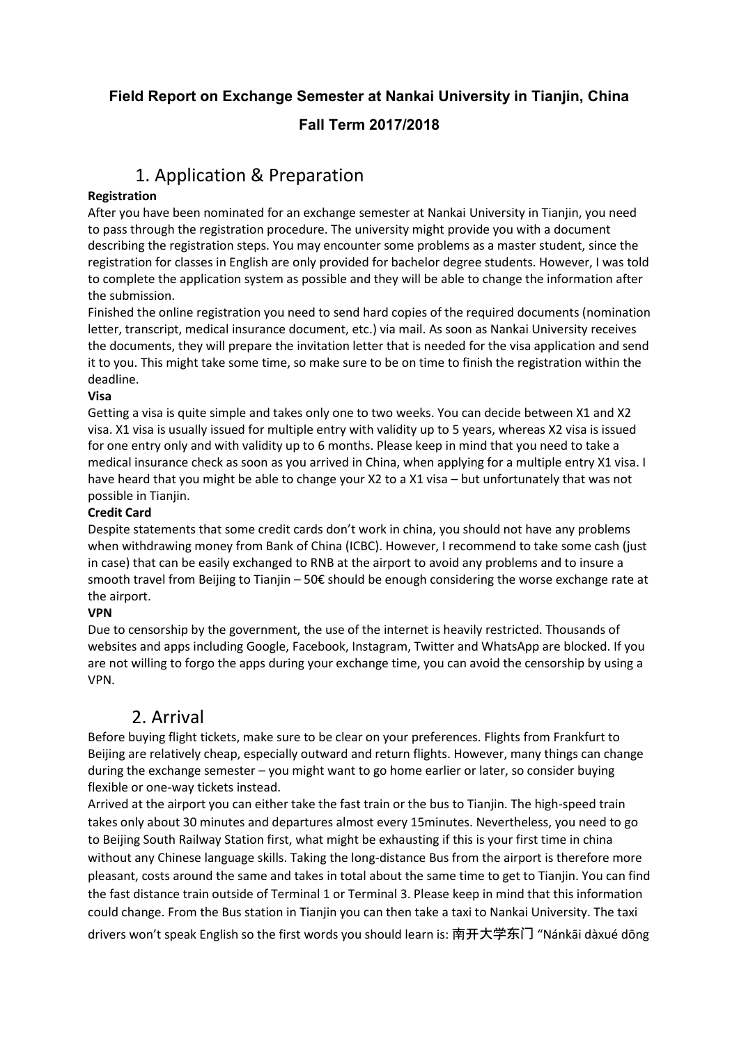**Field Report on Exchange Semester at Nankai University in Tianjin, China**

**Fall Term 2017/2018**

# 1. Application & Preparation

**Registration**

After you have been nominated for an exchange semester at Nankai University in Tianjin, you need to pass through the registration procedure. The university might provide you with a document describing the registration steps. You may encounter some problems as a master student, since the registration for classes in English are only provided for bachelor degree students. However, I was told to complete the application system as possible and they will be able to change the information after the submission.

Finished the online registration you need to send hard copies of the required documents (nomination letter, transcript, medical insurance document, etc.) via mail. As soon as Nankai University receives the documents, they will prepare the invitation letter that is needed for the visa application and send it to you. This might take some time, so make sure to be on time to finish the registration within the deadline.

**Visa**

Getting a visa is quite simple and takes only one to two weeks. You can decide between X1 and X2 visa. X1 visa is usually issued for multiple entry with validity up to 5 years, whereas X2 visa is issued for one entry only and with validity up to 6 months. Please keep in mind that you need to take a medical insurance check as soon as you arrived in China, when applying for a multiple entry X1 visa. I have heard that you might be able to change your X2 to a X1 visa – but unfortunately that was not possible in Tianjin.

**Credit Card**

Despite statements that some credit cards don't work in china, you should not have any problems when withdrawing money from Bank of China (ICBC). However, I recommend to take some cash (just in case) that can be easily exchanged to RNB at the airport to avoid any problems and to insure a smooth travel from Beijing to Tianjin – 50€ should be enough considering the worse exchange rate at the airport.

**VPN**

Due to censorship by the government, the use of the internet is heavily restricted. Thousands of websites and apps including Google, Facebook, Instagram, Twitter and WhatsApp are blocked. If you are not willing to forgo the apps during your exchange time, you can avoid the censorship by using a VPN.

# 2. Arrival

Before buying flight tickets, make sure to be clear on your preferences. Flights from Frankfurt to Beijing are relatively cheap, especially outward and return flights. However, many things can change during the exchange semester – you might want to go home earlier or later, so consider buying flexible or one-way tickets instead.

Arrived at the airport you can either take the fast train or the bus to Tianjin. The high-speed train takes only about 30 minutes and departures almost every 15minutes. Nevertheless, you need to go to Beijing South Railway Station first, what might be exhausting if this is your first time in china without any Chinese language skills. Taking the long-distance Bus from the airport is therefore more pleasant, costs around the same and takes in total about the same time to get to Tianjin. You can find the fast distance train outside of Terminal 1 or Terminal 3. Please keep in mind that this information could change. From the Bus station in Tianjin you can then take a taxi to Nankai University. The taxi drivers won't speak English so the first words you should learn is: 南开大学东门 "Nánkāi dàxué dōng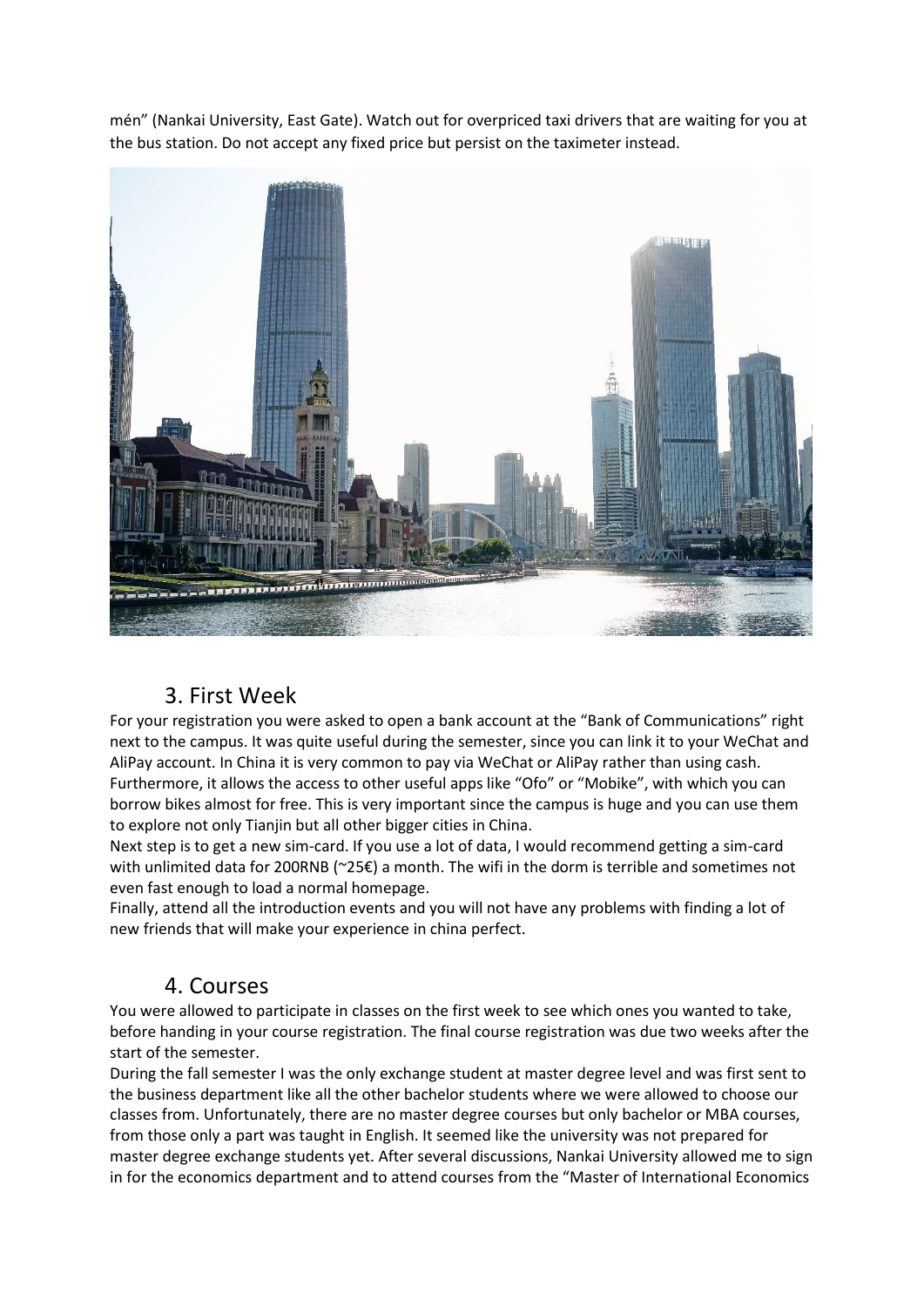mén" (Nankai University, East Gate). Watch out for overpriced taxi drivers that are waiting for you at the bus station. Do not accept any fixed price but persist on the taximeter instead.

## 3. First Week

For your registration you were asked to open a bank account at the "Bank of Communications" right next to the campus. It was quite useful during the semester, since you can link it to your WeChat and AliPay account. In China it is very common to pay via WeChat or AliPay rather than using cash. Furthermore, it allows the access to other useful apps like "Ofo" or "Mobike", with which you can borrow bikes almost for free. This is very important since the campus is huge and you can use them to explore not only Tianjin but all other bigger cities in China.

Next step is to get a new sim-card. If you use a lot of data, I would recommend getting a sim-card with unlimited data for 200RNB (~25€) a month. The wifi in the dorm is terrible and sometimes not even fast enough to load a normal homepage.

Finally, attend all the introduction events and you will not have any problems with finding a lot of new friends that will make your experience in china perfect.

## 4. Courses

You were allowed to participate in classes on the first week to see which ones you wanted to take, before handing in your course registration. The final course registration was due two weeks after the start of the semester.

During the fall semester I was the only exchange student at master degree level and was first sent to the business department like all the other bachelor students where we were allowed to choose our classes from. Unfortunately, there are no master degree courses but only bachelor or MBA courses, from those only a part was taught in English. It seemed like the university was not prepared for master degree exchange students yet. After several discussions, Nankai University allowed me to sign in for the economics department and to attend courses from the "Master of International Economics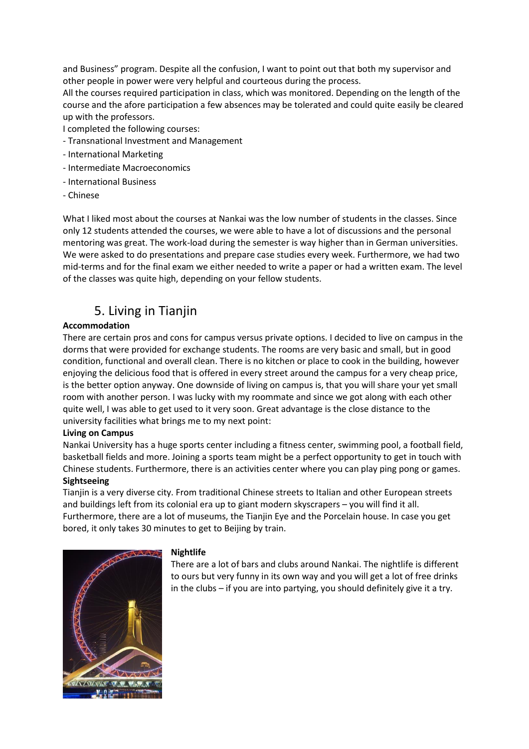and Business" program. Despite all the confusion, I want to point out that both my supervisor and other people in power were very helpful and courteous during the process.

All the courses required participation in class, which was monitored. Depending on the length of the course and the afore participation a few absences may be tolerated and could quite easily be cleared up with the professors.

I completed the following courses:

- Transnational Investment and Management
- International Marketing
- Intermediate Macroeconomics
- International Business
- Chinese

What I liked most about the courses at Nankai was the low number of students in the classes. Since only 12 students attended the courses, we were able to have a lot of discussions and the personal mentoring was great. The work-load during the semester is way higher than in German universities. We were asked to do presentations and prepare case studies every week. Furthermore, we had two mid-terms and for the final exam we either needed to write a paper or had a written exam. The level of the classes was quite high, depending on your fellow students.

## 5. Living in Tianjin

**Accommodation**

There are certain pros and cons for campus versus private options. I decided to live on campus in the dorms that were provided for exchange students. The rooms are very basic and small, but in good condition, functional and overall clean. There is no kitchen or place to cook in the building, however enjoying the delicious food that is offered in every street around the campus for a very cheap price, is the better option anyway. One downside of living on campus is, that you will share your yet small room with another person. I was lucky with my roommate and since we got along with each other quite well, I was able to get used to it very soon. Great advantage is the close distance to the university facilities what brings me to my next point:

**Living on Campus**

Nankai University has a huge sports center including a fitness center, swimming pool, a football field, basketball fields and more. Joining a sports team might be a perfect opportunity to get in touch with Chinese students. Furthermore, there is an activities center where you can play ping pong or games.

**Sightseeing**

Tianjin is a very diverse city. From traditional Chinese streets to Italian and other European streets and buildings left from its colonial era up to giant modern skyscrapers – you will find it all. Furthermore, there are a lot of museums, the Tianjin Eye and the Porcelain house. In case you get bored, it only takes 30 minutes to get to Beijing by train.

**Nightlife**

There are a lot of bars and clubs around Nankai. The nightlife is different to ours but very funny in its own way and you will get a lot of free drinks in the clubs – if you are into partying, you should definitely give it a try.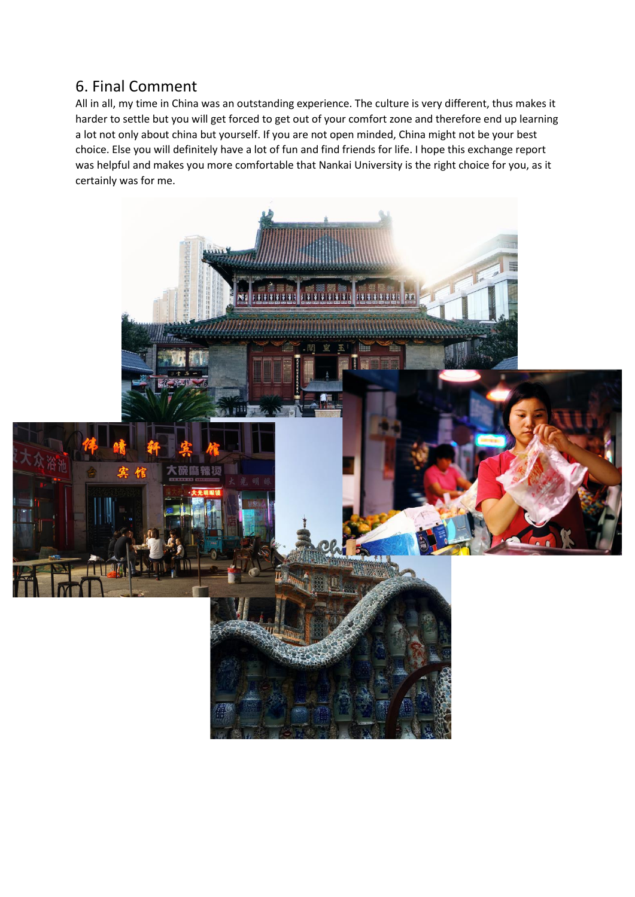## 6. Final Comment

All in all, my time in China was an outstanding experience. The culture is very different, thus makes it harder to settle but you will get forced to get out of your comfort zone and therefore end up learning a lot not only about china but yourself. If you are not open minded, China might not be your best choice. Else you will definitely have a lot of fun and find friends for life. I hope this exchange report was helpful and makes you more comfortable that Nankai University is the right choice for you, as it certainly was for me.